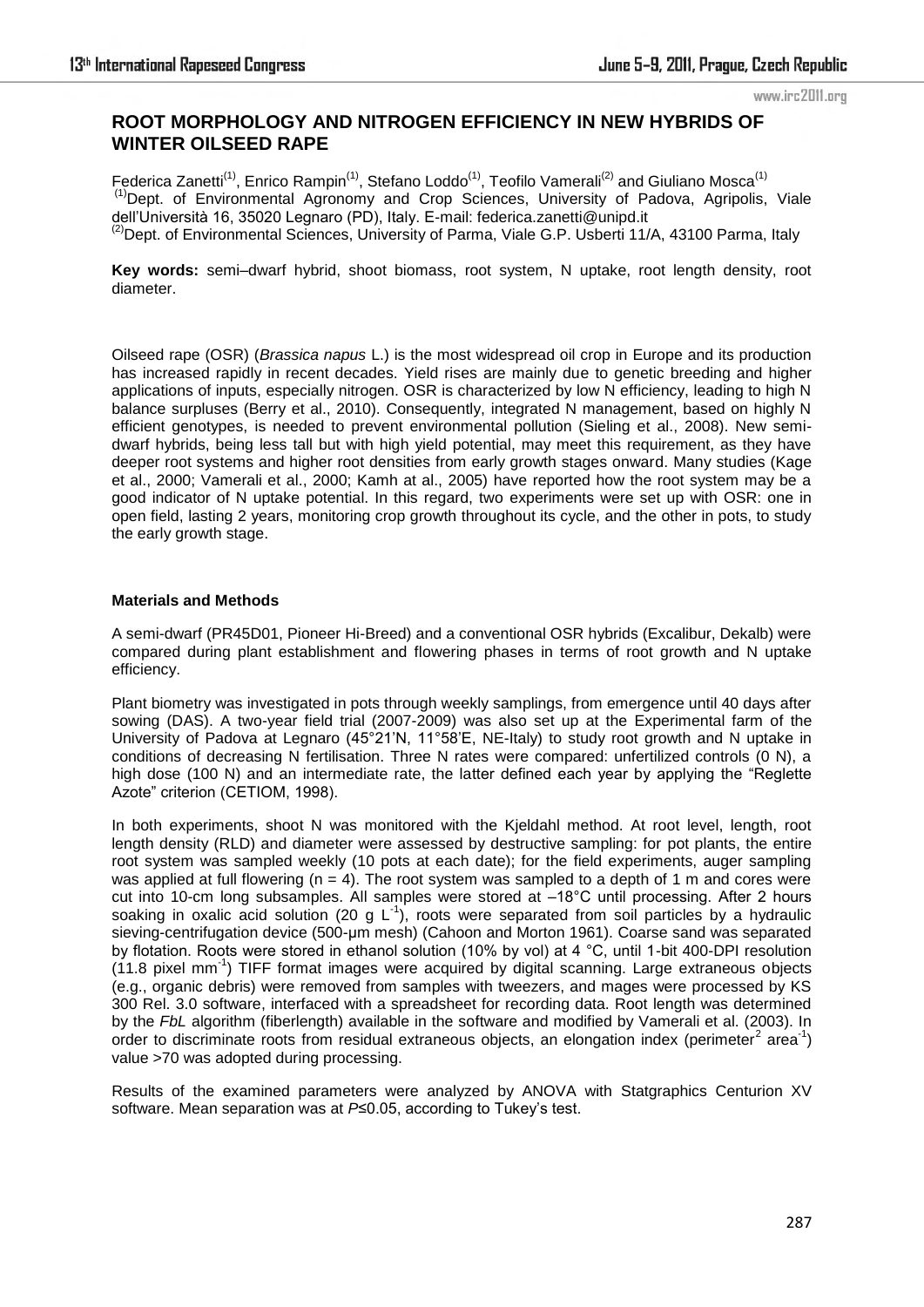# ROOT MORPHOLOGY AND NITROGEN EFFICIENCY IN NEW HYBRIDS OF WINTER OILSEED RAPE

Federica Zanetti[1], Enrico Rampin[1], Stefano Loddo[1], Teofilo Vamerali[2] and Giuliano Mosca[1]
[1]Dept. of Environmental Agronomy and Crop Sciences, University of Padova, Agripolis, Viale dell'Università 16, 35020 Legnaro (PD), Italy. E-mail: federica.zanetti@unipd.it
[2]Dept. of Environmental Sciences, University of Parma, Viale G.P. Usberti 11/A, 43100 Parma, Italy

**Key words:** semi–dwarf hybrid, shoot biomass, root system, N uptake, root length density, root diameter.

Oilseed rape (OSR) (*Brassica napus* L.) is the most widespread oil crop in Europe and its production has increased rapidly in recent decades. Yield rises are mainly due to genetic breeding and higher applications of inputs, especially nitrogen. OSR is characterized by low N efficiency, leading to high N balance surpluses (Berry et al., 2010). Consequently, integrated N management, based on highly N efficient genotypes, is needed to prevent environmental pollution (Sieling et al., 2008). New semi-dwarf hybrids, being less tall but with high yield potential, may meet this requirement, as they have deeper root systems and higher root densities from early growth stages onward. Many studies (Kage et al., 2000; Vamerali et al., 2000; Kamh at al., 2005) have reported how the root system may be a good indicator of N uptake potential. In this regard, two experiments were set up with OSR: one in open field, lasting 2 years, monitoring crop growth throughout its cycle, and the other in pots, to study the early growth stage.

**Materials and Methods**

A semi-dwarf (PR45D01, Pioneer Hi-Breed) and a conventional OSR hybrids (Excalibur, Dekalb) were compared during plant establishment and flowering phases in terms of root growth and N uptake efficiency.

Plant biometry was investigated in pots through weekly samplings, from emergence until 40 days after sowing (DAS). A two-year field trial (2007-2009) was also set up at the Experimental farm of the University of Padova at Legnaro (45°21'N, 11°58'E, NE-Italy) to study root growth and N uptake in conditions of decreasing N fertilisation. Three N rates were compared: unfertilized controls (0 N), a high dose (100 N) and an intermediate rate, the latter defined each year by applying the "Reglette Azote" criterion (CETIOM, 1998).

In both experiments, shoot N was monitored with the Kjeldahl method. At root level, length, root length density (RLD) and diameter were assessed by destructive sampling: for pot plants, the entire root system was sampled weekly (10 pots at each date); for the field experiments, auger sampling was applied at full flowering ($n = 4$). The root system was sampled to a depth of 1 m and cores were cut into 10-cm long subsamples. All samples were stored at –18°C until processing. After 2 hours soaking in oxalic acid solution (20 g $L^{-1}$), roots were separated from soil particles by a hydraulic sieving-centrifugation device (500-µm mesh) (Cahoon and Morton 1961). Coarse sand was separated by flotation. Roots were stored in ethanol solution (10% by vol) at 4 °C, until 1-bit 400-DPI resolution (11.8 pixel $mm^{-1}$) TIFF format images were acquired by digital scanning. Large extraneous objects (e.g., organic debris) were removed from samples with tweezers, and mages were processed by KS 300 Rel. 3.0 software, interfaced with a spreadsheet for recording data. Root length was determined by the *FbL* algorithm (fiberlength) available in the software and modified by Vamerali et al. (2003). In order to discriminate roots from residual extraneous objects, an elongation index (perimeter$^2$ area$^{-1}$) value >70 was adopted during processing.

Results of the examined parameters were analyzed by ANOVA with Statgraphics Centurion XV software. Mean separation was at $P \leq 0.05$, according to Tukey's test.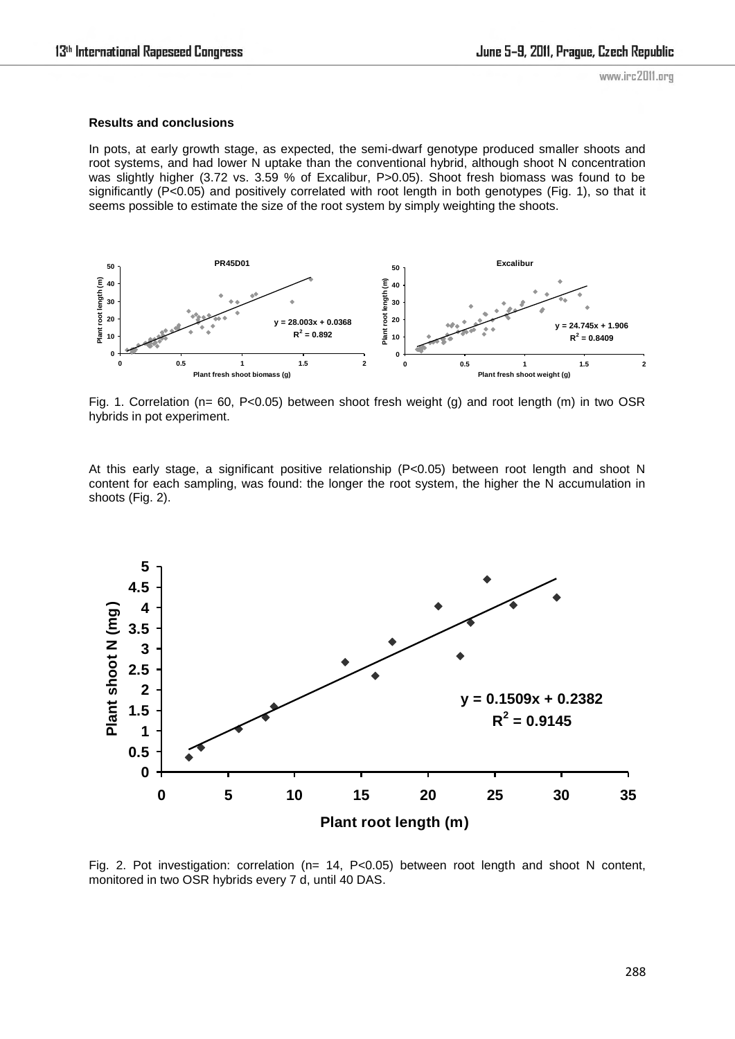**Results and conclusions**

In pots, at early growth stage, as expected, the semi-dwarf genotype produced smaller shoots and root systems, and had lower N uptake than the conventional hybrid, although shoot N concentration was slightly higher (3.72 vs. 3.59 % of Excalibur, $P>0.05$). Shoot fresh biomass was found to be significantly ($P<0.05$) and positively correlated with root length in both genotypes (Fig. 1), so that it seems possible to estimate the size of the root system by simply weighting the shoots.

Fig. 1. Correlation (n= 60, $P<0.05$) between shoot fresh weight (g) and root length (m) in two OSR hybrids in pot experiment.

At this early stage, a significant positive relationship ($P<0.05$) between root length and shoot N content for each sampling, was found: the longer the root system, the higher the N accumulation in shoots (Fig. 2).

Fig. 2. Pot investigation: correlation (n= 14, $P<0.05$) between root length and shoot N content, monitored in two OSR hybrids every 7 d, until 40 DAS.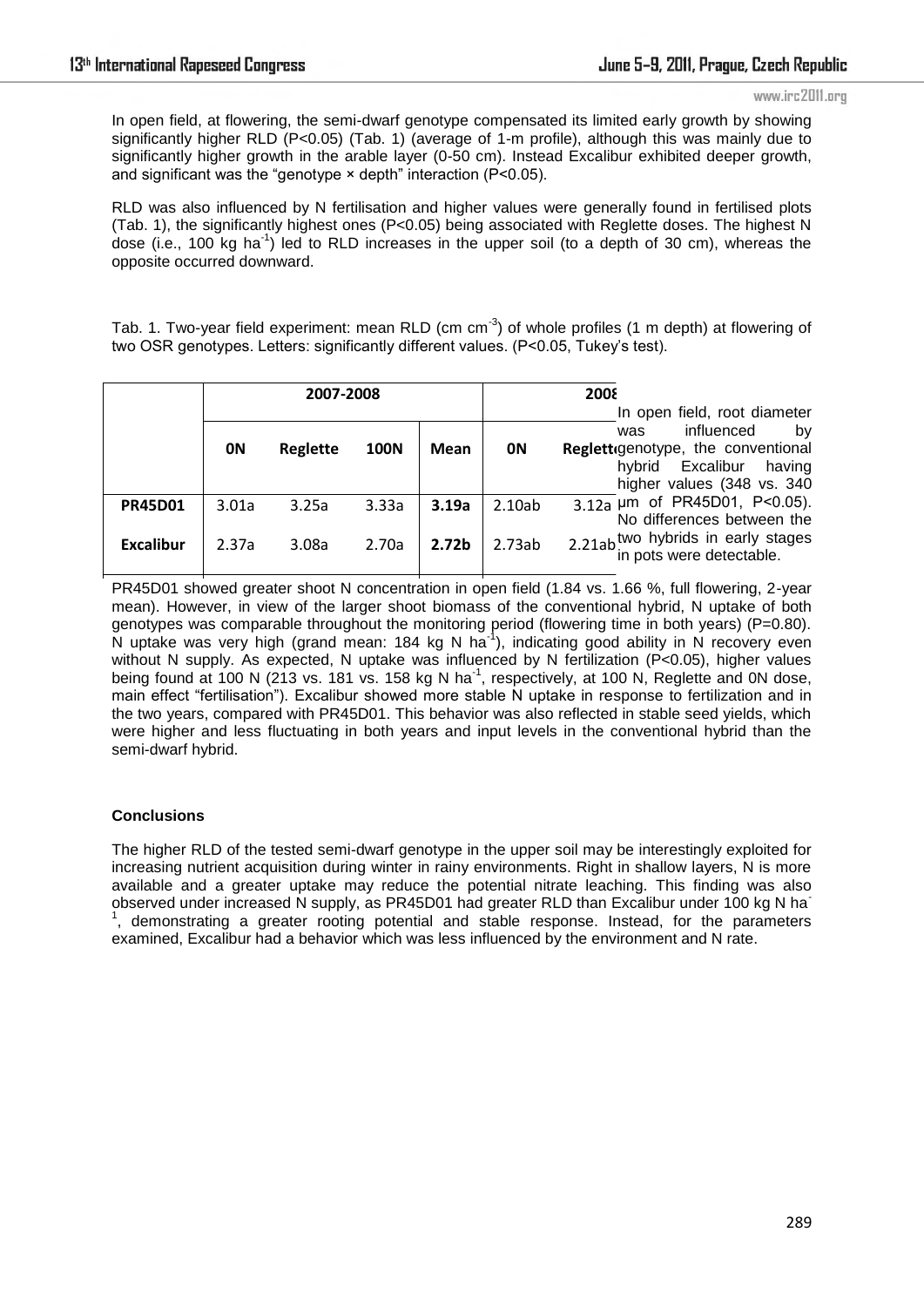In open field, at flowering, the semi-dwarf genotype compensated its limited early growth by showing significantly higher RLD ($P<0.05$) (Tab. 1) (average of 1-m profile), although this was mainly due to significantly higher growth in the arable layer (0-50 cm). Instead Excalibur exhibited deeper growth, and significant was the "genotype × depth" interaction ($P<0.05$).

RLD was also influenced by N fertilisation and higher values were generally found in fertilised plots (Tab. 1), the significantly highest ones ($P<0.05$) being associated with Reglette doses. The highest N dose (i.e., 100 kg ha$^{-1}$) led to RLD increases in the upper soil (to a depth of 30 cm), whereas the opposite occurred downward.

Tab. 1. Two-year field experiment: mean RLD (cm cm$^{-3}$) of whole profiles (1 m depth) at flowering of two OSR genotypes. Letters: significantly different values. ($P<0.05$, Tukey's test).

| | 2007-2008 | | | | 2008 | |
|---|---|---|---|---|---|---|
| | **0N** | **Reglette** | **100N** | **Mean** | **0N** | **Reglette** |
| **PR45D01** | 3.01a | 3.25a | 3.33a | **3.19a** | 2.10ab | 3.12a |
| **Excalibur** | 2.37a | 3.08a | 2.70a | **2.72b** | 2.73ab | 2.21ab |

In open field, root diameter was influenced by genotype, the conventional hybrid Excalibur having higher values (348 vs. 340 µm of PR45D01, $P<0.05$). No differences between the two hybrids in early stages in pots were detectable.

PR45D01 showed greater shoot N concentration in open field (1.84 vs. 1.66 %, full flowering, 2-year mean). However, in view of the larger shoot biomass of the conventional hybrid, N uptake of both genotypes was comparable throughout the monitoring period (flowering time in both years) ($P=0.80$). N uptake was very high (grand mean: 184 kg N ha$^{-1}$), indicating good ability in N recovery even without N supply. As expected, N uptake was influenced by N fertilization ($P<0.05$), higher values being found at 100 N (213 vs. 181 vs. 158 kg N ha$^{-1}$, respectively, at 100 N, Reglette and 0N dose, main effect "fertilisation"). Excalibur showed more stable N uptake in response to fertilization and in the two years, compared with PR45D01. This behavior was also reflected in stable seed yields, which were higher and less fluctuating in both years and input levels in the conventional hybrid than the semi-dwarf hybrid.

## Conclusions

The higher RLD of the tested semi-dwarf genotype in the upper soil may be interestingly exploited for increasing nutrient acquisition during winter in rainy environments. Right in shallow layers, N is more available and a greater uptake may reduce the potential nitrate leaching. This finding was also observed under increased N supply, as PR45D01 had greater RLD than Excalibur under 100 kg N ha$^{-1}$, demonstrating a greater rooting potential and stable response. Instead, for the parameters examined, Excalibur had a behavior which was less influenced by the environment and N rate.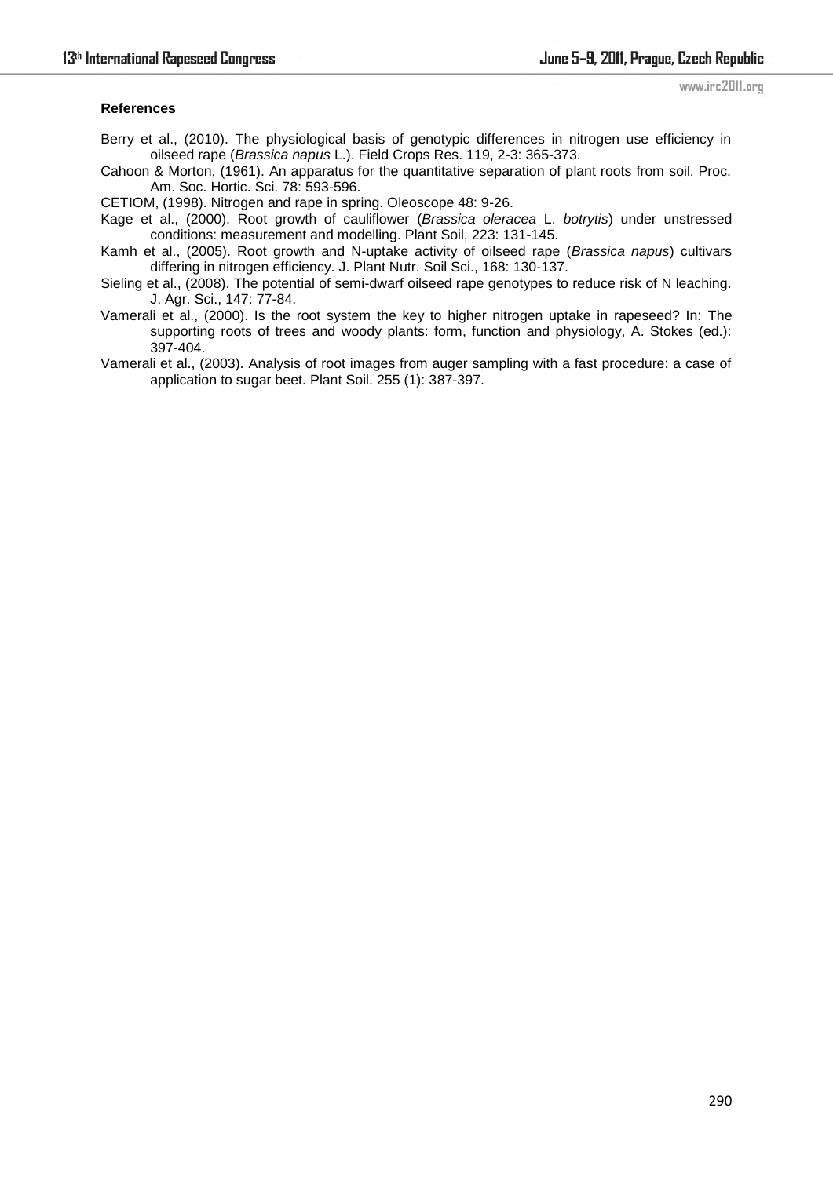**References**

Berry et al., (2010). The physiological basis of genotypic differences in nitrogen use efficiency in oilseed rape (*Brassica napus* L.). Field Crops Res. 119, 2-3: 365-373.

Cahoon & Morton, (1961). An apparatus for the quantitative separation of plant roots from soil. Proc. Am. Soc. Hortic. Sci. 78: 593-596.

CETIOM, (1998). Nitrogen and rape in spring. Oleoscope 48: 9-26.

Kage et al., (2000). Root growth of cauliflower (*Brassica oleracea* L. *botrytis*) under unstressed conditions: measurement and modelling. Plant Soil, 223: 131-145.

Kamh et al., (2005). Root growth and N-uptake activity of oilseed rape (*Brassica napus*) cultivars differing in nitrogen efficiency. J. Plant Nutr. Soil Sci., 168: 130-137.

Sieling et al., (2008). The potential of semi-dwarf oilseed rape genotypes to reduce risk of N leaching. J. Agr. Sci., 147: 77-84.

Vamerali et al., (2000). Is the root system the key to higher nitrogen uptake in rapeseed? In: The supporting roots of trees and woody plants: form, function and physiology, A. Stokes (ed.): 397-404.

Vamerali et al., (2003). Analysis of root images from auger sampling with a fast procedure: a case of application to sugar beet. Plant Soil. 255 (1): 387-397.